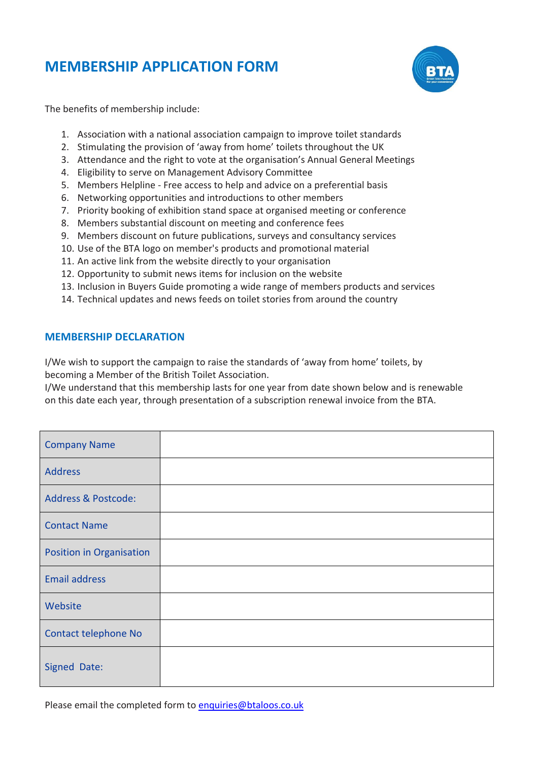# MEMBERSHIP APPLICATION FORM

The benefits of membership include:

1. Association with a national association campaign to improve toilet standards
2. Stimulating the provision of 'away from home' toilets throughout the UK
3. Attendance and the right to vote at the organisation's Annual General Meetings
4. Eligibility to serve on Management Advisory Committee
5. Members Helpline - Free access to help and advice on a preferential basis
6. Networking opportunities and introductions to other members
7. Priority booking of exhibition stand space at organised meeting or conference
8. Members substantial discount on meeting and conference fees
9. Members discount on future publications, surveys and consultancy services
10. Use of the BTA logo on member's products and promotional material
11. An active link from the website directly to your organisation
12. Opportunity to submit news items for inclusion on the website
13. Inclusion in Buyers Guide promoting a wide range of members products and services
14. Technical updates and news feeds on toilet stories from around the country

## MEMBERSHIP DECLARATION

I/We wish to support the campaign to raise the standards of 'away from home' toilets, by becoming a Member of the British Toilet Association.
I/We understand that this membership lasts for one year from date shown below and is renewable on this date each year, through presentation of a subscription renewal invoice from the BTA.

| | |
|---|---|
| Company Name | |
| Address | |
| Address & Postcode: | |
| Contact Name | |
| Position in Organisation | |
| Email address | |
| Website | |
| Contact telephone No | |
| Signed Date: | |

Please email the completed form to enquiries@btaloos.co.uk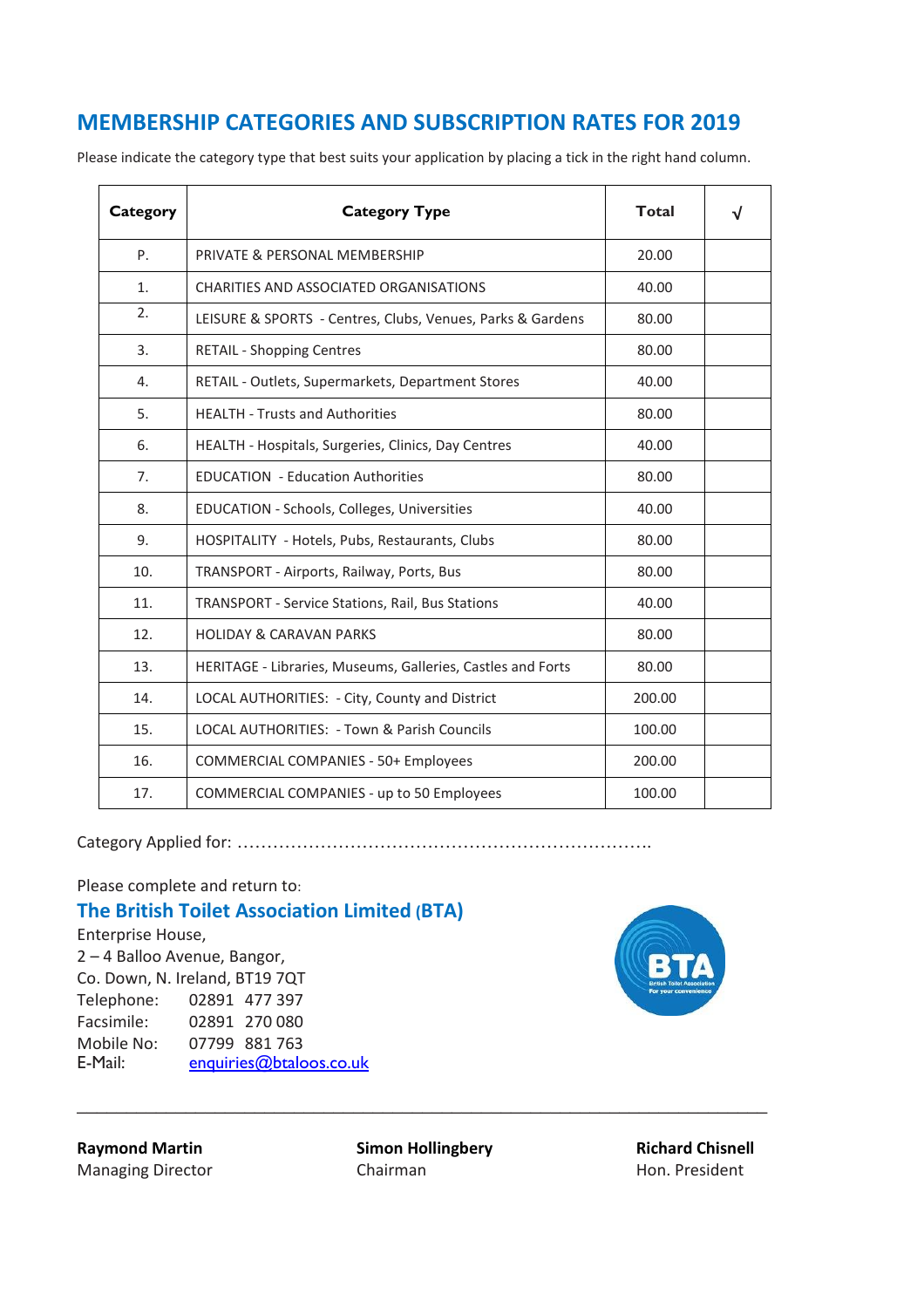## MEMBERSHIP CATEGORIES AND SUBSCRIPTION RATES FOR 2019

Please indicate the category type that best suits your application by placing a tick in the right hand column.

| Category | Category Type | Total | √ |
|---|---|---|---|
| P. | PRIVATE & PERSONAL MEMBERSHIP | 20.00 | |
| 1. | CHARITIES AND ASSOCIATED ORGANISATIONS | 40.00 | |
| 2. | LEISURE & SPORTS - Centres, Clubs, Venues, Parks & Gardens | 80.00 | |
| 3. | RETAIL - Shopping Centres | 80.00 | |
| 4. | RETAIL - Outlets, Supermarkets, Department Stores | 40.00 | |
| 5. | HEALTH - Trusts and Authorities | 80.00 | |
| 6. | HEALTH - Hospitals, Surgeries, Clinics, Day Centres | 40.00 | |
| 7. | EDUCATION - Education Authorities | 80.00 | |
| 8. | EDUCATION - Schools, Colleges, Universities | 40.00 | |
| 9. | HOSPITALITY - Hotels, Pubs, Restaurants, Clubs | 80.00 | |
| 10. | TRANSPORT - Airports, Railway, Ports, Bus | 80.00 | |
| 11. | TRANSPORT - Service Stations, Rail, Bus Stations | 40.00 | |
| 12. | HOLIDAY & CARAVAN PARKS | 80.00 | |
| 13. | HERITAGE - Libraries, Museums, Galleries, Castles and Forts | 80.00 | |
| 14. | LOCAL AUTHORITIES: - City, County and District | 200.00 | |
| 15. | LOCAL AUTHORITIES: - Town & Parish Councils | 100.00 | |
| 16. | COMMERCIAL COMPANIES - 50+ Employees | 200.00 | |
| 17. | COMMERCIAL COMPANIES - up to 50 Employees | 100.00 | |

Category Applied for: ……………………………………………………………….

Please complete and return to:

**The British Toilet Association Limited (BTA)**

Enterprise House,
2 – 4 Balloo Avenue, Bangor,
Co. Down, N. Ireland, BT19 7QT
Telephone: 02891 477 397
Facsimile: 02891 270 080
Mobile No: 07799 881 763
E-Mail: enquiries@btaloos.co.uk

BTA
British Toilet Association
For your convenience

---

**Raymond Martin**
Managing Director

**Simon Hollingbery**
Chairman

**Richard Chisnell**
Hon. President